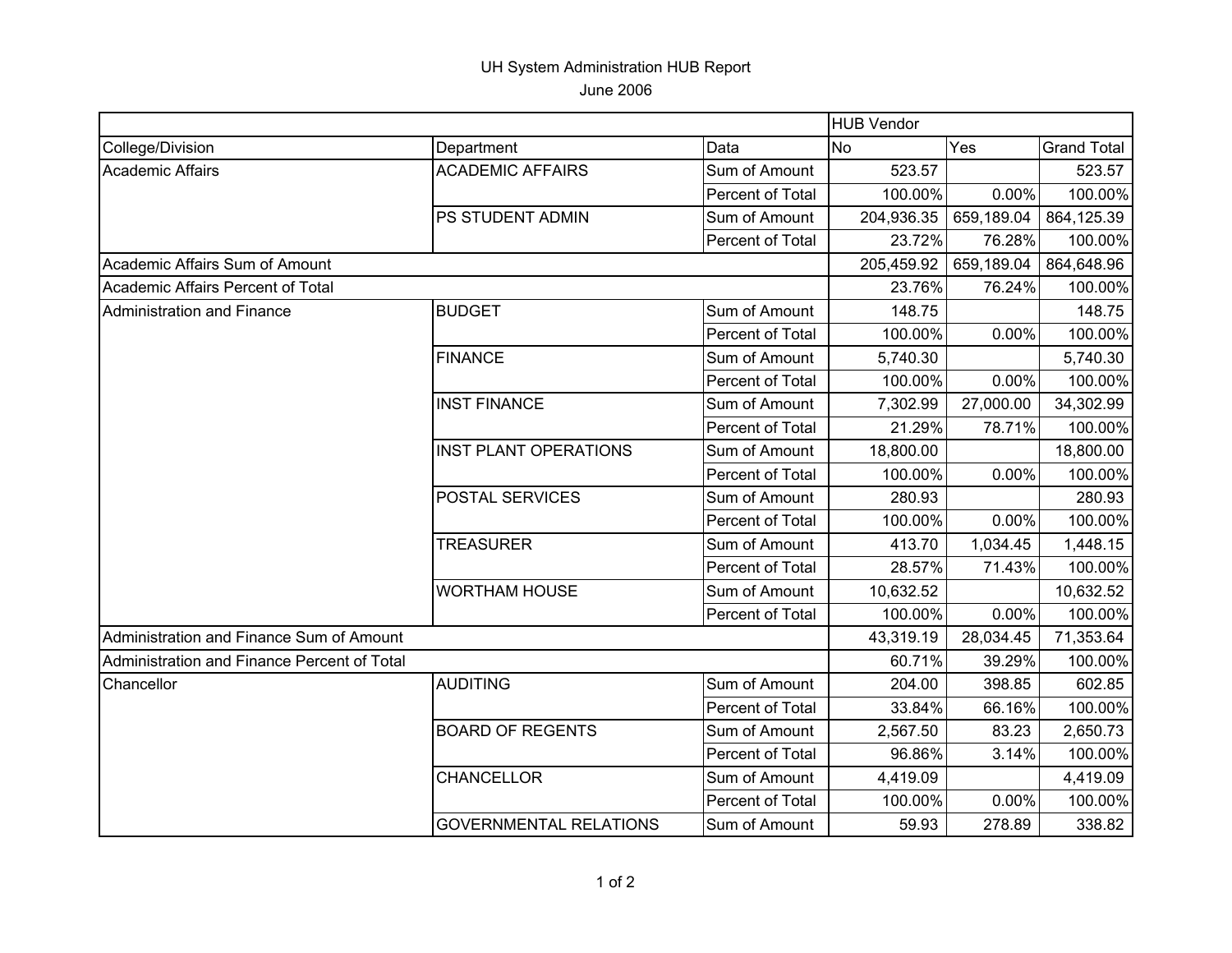# UH System Administration HUB Report

June 2006

| | | | HUB Vendor | | |
|---|---|---|---|---|---|
| College/Division | Department | Data | No | Yes | Grand Total |
| Academic Affairs | ACADEMIC AFFAIRS | Sum of Amount | 523.57 | | 523.57 |
| | | Percent of Total | 100.00% | 0.00% | 100.00% |
| | PS STUDENT ADMIN | Sum of Amount | 204,936.35 | 659,189.04 | 864,125.39 |
| | | Percent of Total | 23.72% | 76.28% | 100.00% |
| Academic Affairs Sum of Amount | | | 205,459.92 | 659,189.04 | 864,648.96 |
| Academic Affairs Percent of Total | | | 23.76% | 76.24% | 100.00% |
| Administration and Finance | BUDGET | Sum of Amount | 148.75 | | 148.75 |
| | | Percent of Total | 100.00% | 0.00% | 100.00% |
| | FINANCE | Sum of Amount | 5,740.30 | | 5,740.30 |
| | | Percent of Total | 100.00% | 0.00% | 100.00% |
| | INST FINANCE | Sum of Amount | 7,302.99 | 27,000.00 | 34,302.99 |
| | | Percent of Total | 21.29% | 78.71% | 100.00% |
| | INST PLANT OPERATIONS | Sum of Amount | 18,800.00 | | 18,800.00 |
| | | Percent of Total | 100.00% | 0.00% | 100.00% |
| | POSTAL SERVICES | Sum of Amount | 280.93 | | 280.93 |
| | | Percent of Total | 100.00% | 0.00% | 100.00% |
| | TREASURER | Sum of Amount | 413.70 | 1,034.45 | 1,448.15 |
| | | Percent of Total | 28.57% | 71.43% | 100.00% |
| | WORTHAM HOUSE | Sum of Amount | 10,632.52 | | 10,632.52 |
| | | Percent of Total | 100.00% | 0.00% | 100.00% |
| Administration and Finance Sum of Amount | | | 43,319.19 | 28,034.45 | 71,353.64 |
| Administration and Finance Percent of Total | | | 60.71% | 39.29% | 100.00% |
| Chancellor | AUDITING | Sum of Amount | 204.00 | 398.85 | 602.85 |
| | | Percent of Total | 33.84% | 66.16% | 100.00% |
| | BOARD OF REGENTS | Sum of Amount | 2,567.50 | 83.23 | 2,650.73 |
| | | Percent of Total | 96.86% | 3.14% | 100.00% |
| | CHANCELLOR | Sum of Amount | 4,419.09 | | 4,419.09 |
| | | Percent of Total | 100.00% | 0.00% | 100.00% |
| | GOVERNMENTAL RELATIONS | Sum of Amount | 59.93 | 278.89 | 338.82 |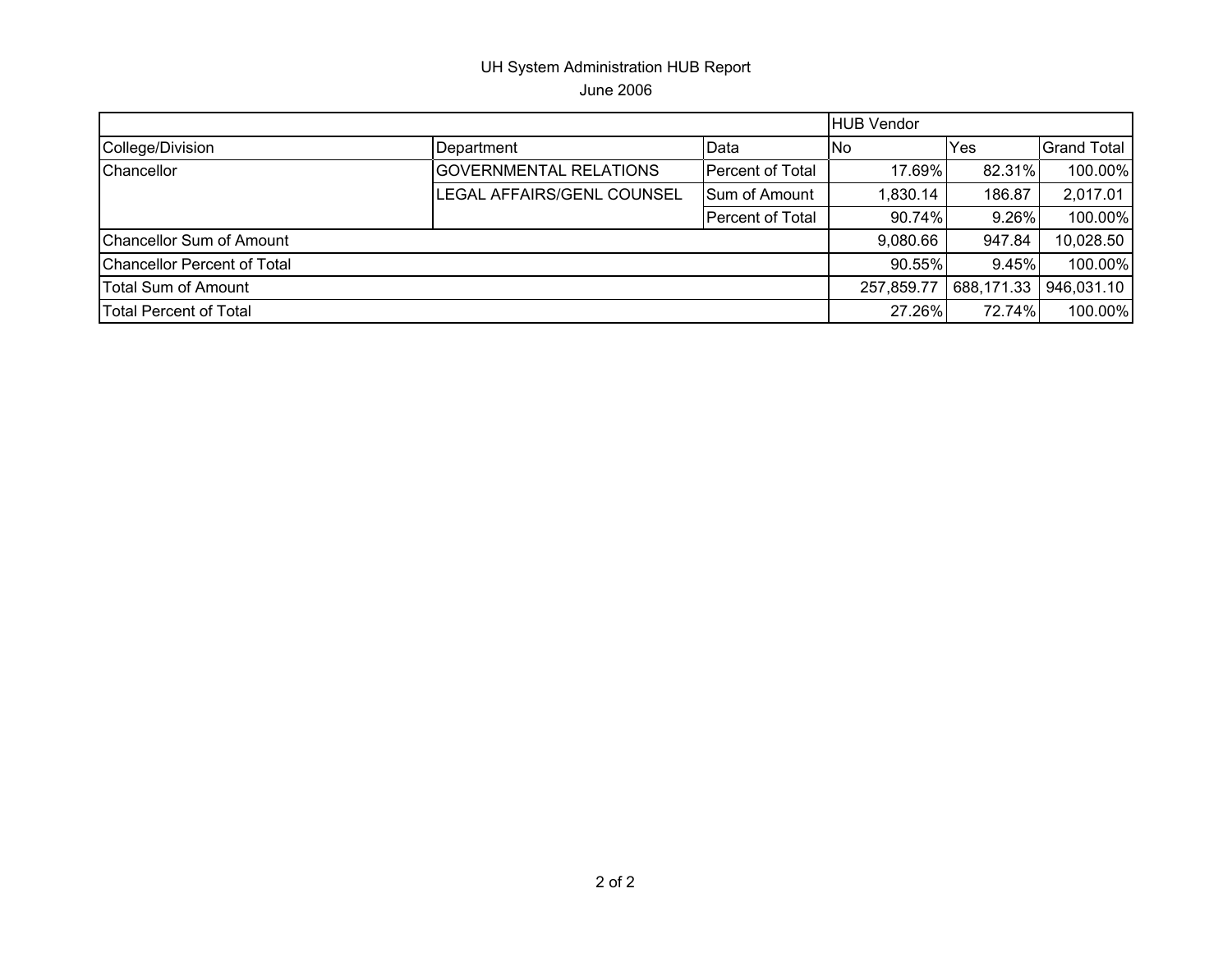UH System Administration HUB Report

June 2006

| | | | HUB Vendor | | |
|---|---|---|---|---|---|
| College/Division | Department | Data | No | Yes | Grand Total |
| Chancellor | GOVERNMENTAL RELATIONS | Percent of Total | 17.69% | 82.31% | 100.00% |
| | LEGAL AFFAIRS/GENL COUNSEL | Sum of Amount | 1,830.14 | 186.87 | 2,017.01 |
| | | Percent of Total | 90.74% | 9.26% | 100.00% |
| Chancellor Sum of Amount | | | 9,080.66 | 947.84 | 10,028.50 |
| Chancellor Percent of Total | | | 90.55% | 9.45% | 100.00% |
| Total Sum of Amount | | | 257,859.77 | 688,171.33 | 946,031.10 |
| Total Percent of Total | | | 27.26% | 72.74% | 100.00% |